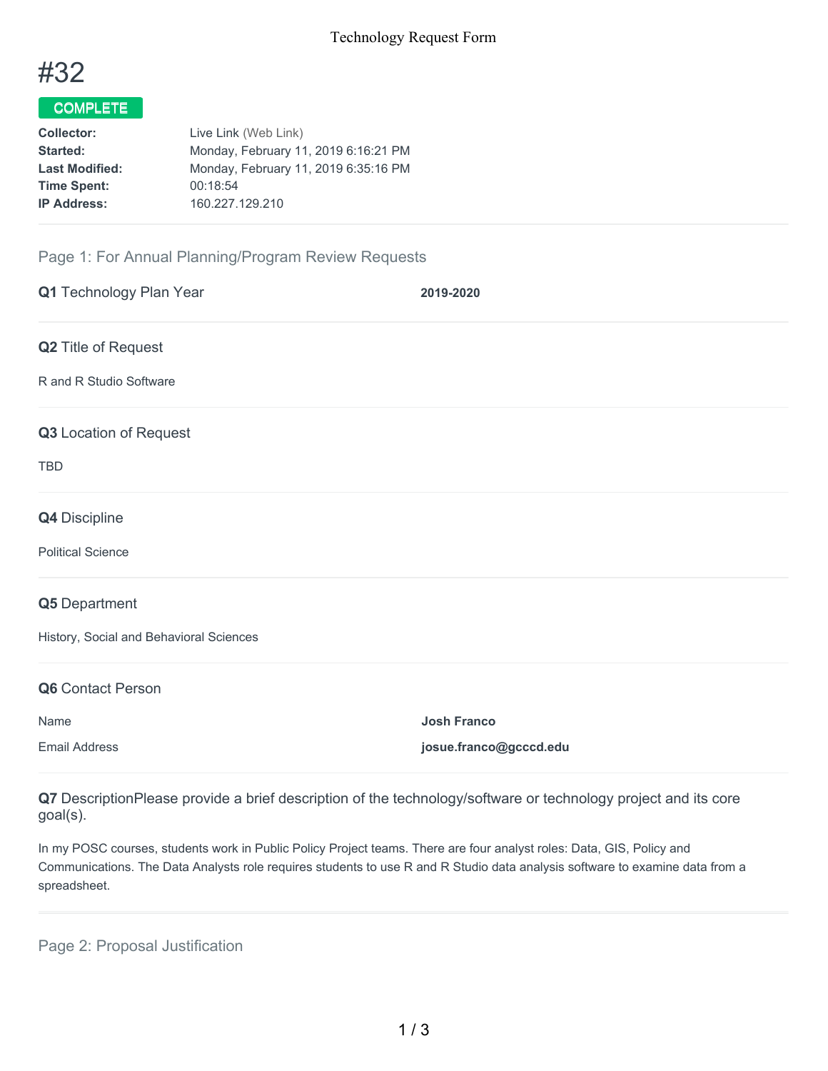Technology Request Form

# #32

**COMPLETE**

| | |
|---|---|
| **Collector:** | Live Link (Web Link) |
| **Started:** | Monday, February 11, 2019 6:16:21 PM |
| **Last Modified:** | Monday, February 11, 2019 6:35:16 PM |
| **Time Spent:** | 00:18:54 |
| **IP Address:** | 160.227.129.210 |

## Page 1: For Annual Planning/Program Review Requests

**Q1** Technology Plan Year **2019-2020**

**Q2** Title of Request

R and R Studio Software

**Q3** Location of Request

TBD

**Q4** Discipline

Political Science

**Q5** Department

History, Social and Behavioral Sciences

**Q6** Contact Person

| | |
|---|---|
| Name | **Josh Franco** |
| Email Address | **josue.franco@gcccd.edu** |

**Q7** DescriptionPlease provide a brief description of the technology/software or technology project and its core goal(s).

In my POSC courses, students work in Public Policy Project teams. There are four analyst roles: Data, GIS, Policy and Communications. The Data Analysts role requires students to use R and R Studio data analysis software to examine data from a spreadsheet.

## Page 2: Proposal Justification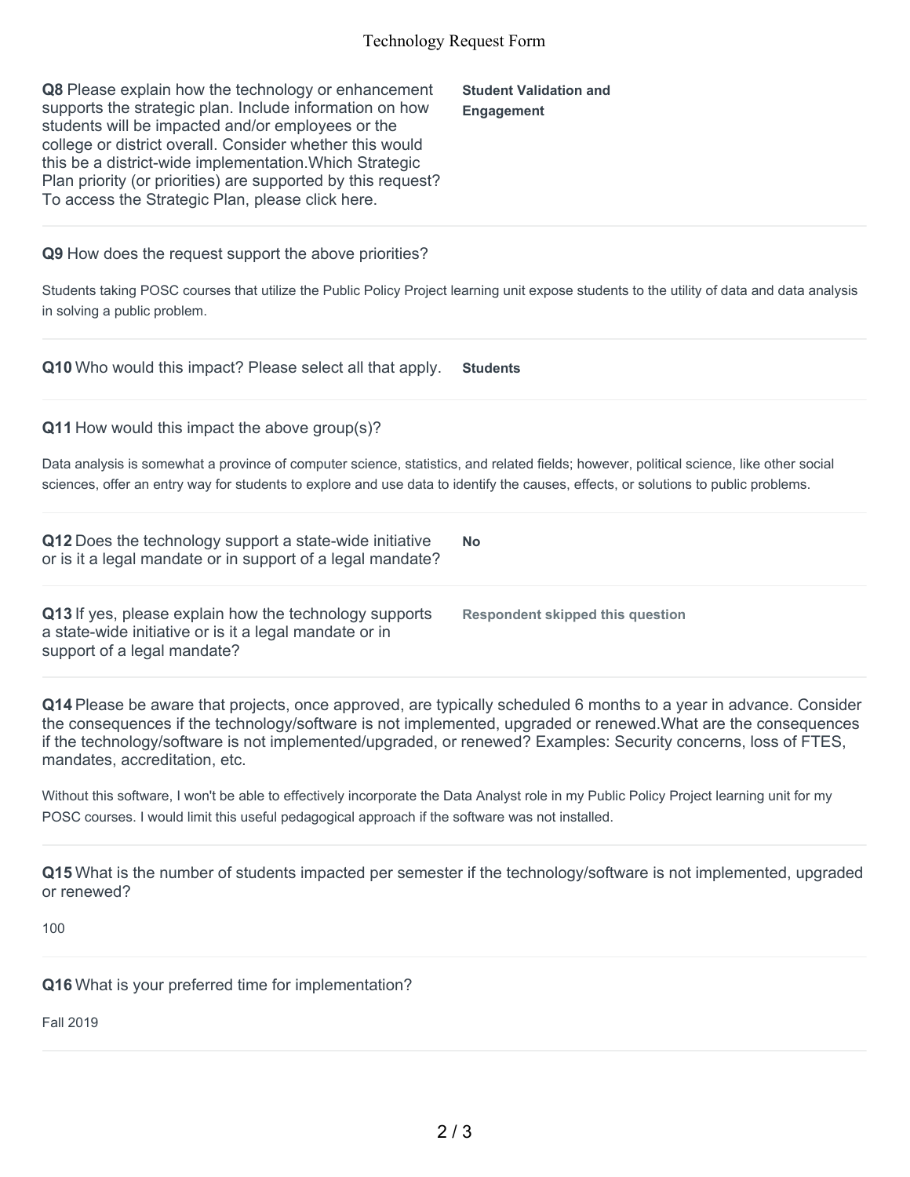**Q8** Please explain how the technology or enhancement supports the strategic plan. Include information on how students will be impacted and/or employees or the college or district overall. Consider whether this would this be a district-wide implementation.Which Strategic Plan priority (or priorities) are supported by this request? To access the Strategic Plan, please click here.

**Student Validation and Engagement**

---

**Q9** How does the request support the above priorities?

Students taking POSC courses that utilize the Public Policy Project learning unit expose students to the utility of data and data analysis in solving a public problem.

---

**Q10** Who would this impact? Please select all that apply.

**Students**

---

**Q11** How would this impact the above group(s)?

Data analysis is somewhat a province of computer science, statistics, and related fields; however, political science, like other social sciences, offer an entry way for students to explore and use data to identify the causes, effects, or solutions to public problems.

---

**Q12** Does the technology support a state-wide initiative or is it a legal mandate or in support of a legal mandate?

**No**

---

**Q13** If yes, please explain how the technology supports a state-wide initiative or is it a legal mandate or in support of a legal mandate?

**Respondent skipped this question**

---

**Q14** Please be aware that projects, once approved, are typically scheduled 6 months to a year in advance. Consider the consequences if the technology/software is not implemented, upgraded or renewed.What are the consequences if the technology/software is not implemented/upgraded, or renewed? Examples: Security concerns, loss of FTES, mandates, accreditation, etc.

Without this software, I won't be able to effectively incorporate the Data Analyst role in my Public Policy Project learning unit for my POSC courses. I would limit this useful pedagogical approach if the software was not installed.

---

**Q15** What is the number of students impacted per semester if the technology/software is not implemented, upgraded or renewed?

100

---

**Q16** What is your preferred time for implementation?

Fall 2019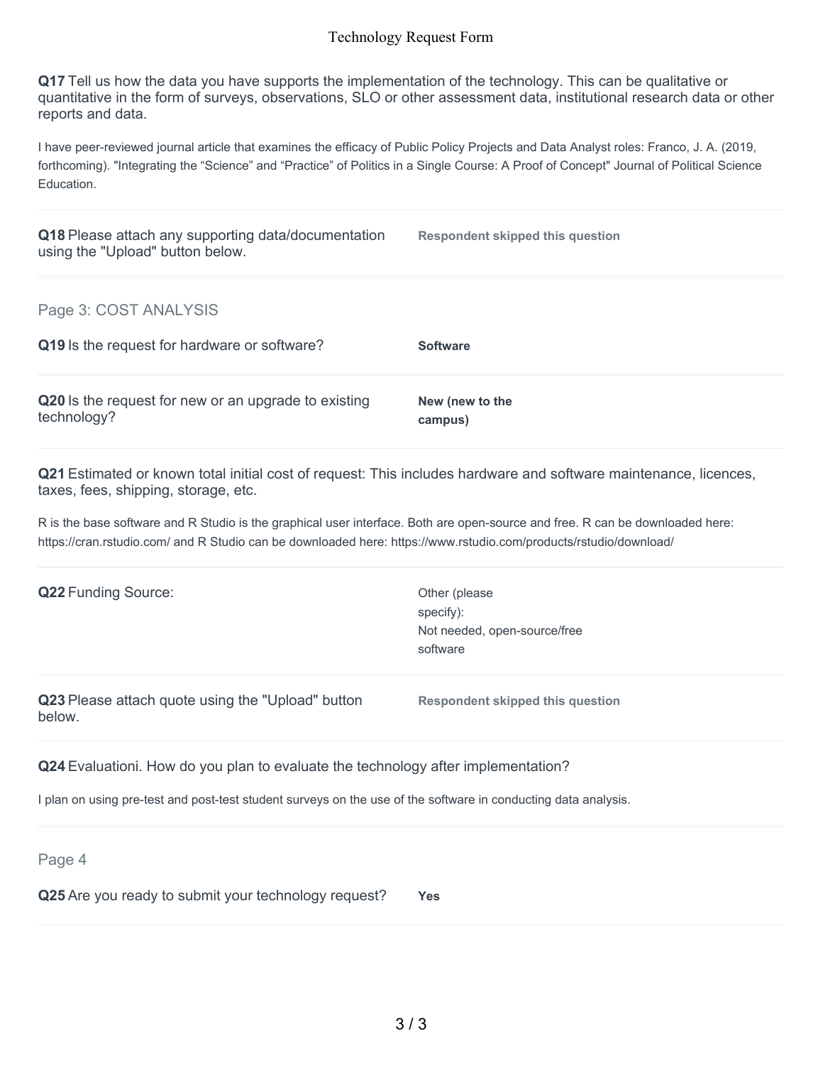**Q17** Tell us how the data you have supports the implementation of the technology. This can be qualitative or quantitative in the form of surveys, observations, SLO or other assessment data, institutional research data or other reports and data.

I have peer-reviewed journal article that examines the efficacy of Public Policy Projects and Data Analyst roles: Franco, J. A. (2019, forthcoming). "Integrating the “Science” and “Practice” of Politics in a Single Course: A Proof of Concept" Journal of Political Science Education.

| | |
|---|---|
| **Q18** Please attach any supporting data/documentation using the "Upload" button below. | **Respondent skipped this question** |

## Page 3: COST ANALYSIS

| | |
|---|---|
| **Q19** Is the request for hardware or software? | **Software** |
| **Q20** Is the request for new or an upgrade to existing technology? | **New (new to the campus)** |

**Q21** Estimated or known total initial cost of request: This includes hardware and software maintenance, licences, taxes, fees, shipping, storage, etc.

R is the base software and R Studio is the graphical user interface. Both are open-source and free. R can be downloaded here: https://cran.rstudio.com/ and R Studio can be downloaded here: https://www.rstudio.com/products/rstudio/download/

| | |
|---|---|
| **Q22** Funding Source: | Other (please specify): Not needed, open-source/free software |
| **Q23** Please attach quote using the "Upload" button below. | **Respondent skipped this question** |

**Q24** Evaluationi. How do you plan to evaluate the technology after implementation?

I plan on using pre-test and post-test student surveys on the use of the software in conducting data analysis.

## Page 4

| | |
|---|---|
| **Q25** Are you ready to submit your technology request? | **Yes** |